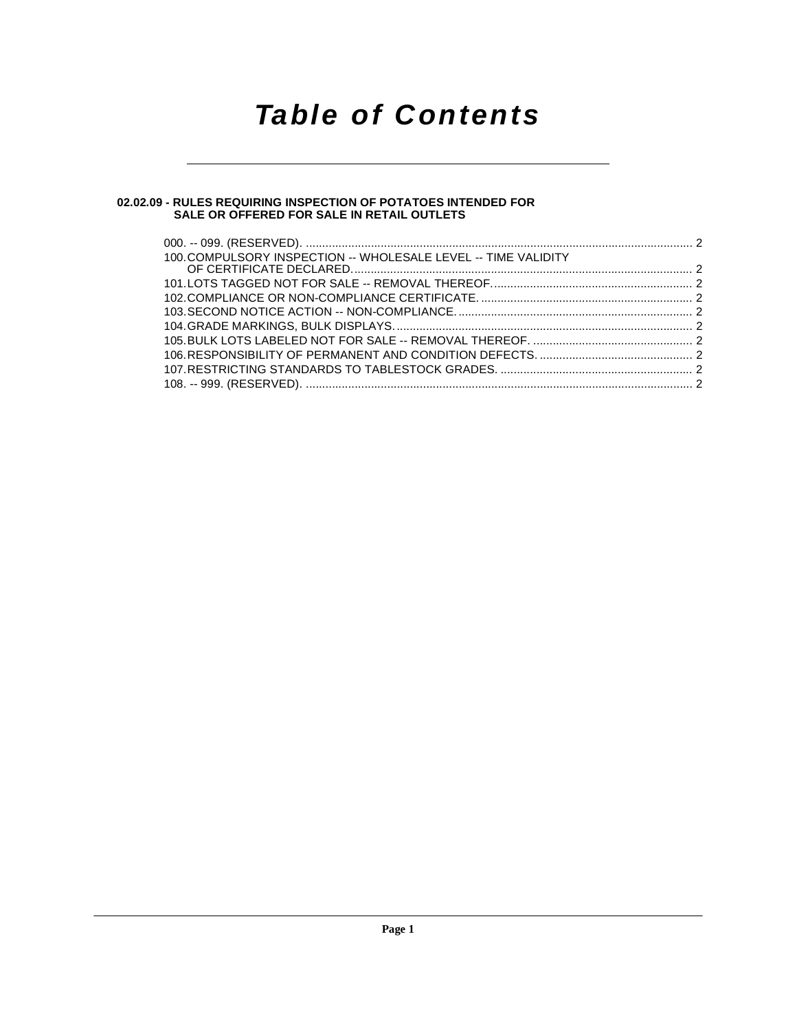# Table of Contents

**02.02.09 - RULES REQUIRING INSPECTION OF POTATOES INTENDED FOR SALE OR OFFERED FOR SALE IN RETAIL OUTLETS**

000. -- 099. (RESERVED). ........................................................................................................................ 2
100. COMPULSORY INSPECTION -- WHOLESALE LEVEL -- TIME VALIDITY OF CERTIFICATE DECLARED. ........................................................................................................ 2
101. LOTS TAGGED NOT FOR SALE -- REMOVAL THEREOF. ............................................................. 2
102. COMPLIANCE OR NON-COMPLIANCE CERTIFICATE. ................................................................. 2
103. SECOND NOTICE ACTION -- NON-COMPLIANCE. ........................................................................ 2
104. GRADE MARKINGS, BULK DISPLAYS. ........................................................................................... 2
105. BULK LOTS LABELED NOT FOR SALE -- REMOVAL THEREOF. ................................................. 2
106. RESPONSIBILITY OF PERMANENT AND CONDITION DEFECTS. ............................................... 2
107. RESTRICTING STANDARDS TO TABLESTOCK GRADES. ........................................................... 2
108. -- 999. (RESERVED). ....................................................................................................................... 2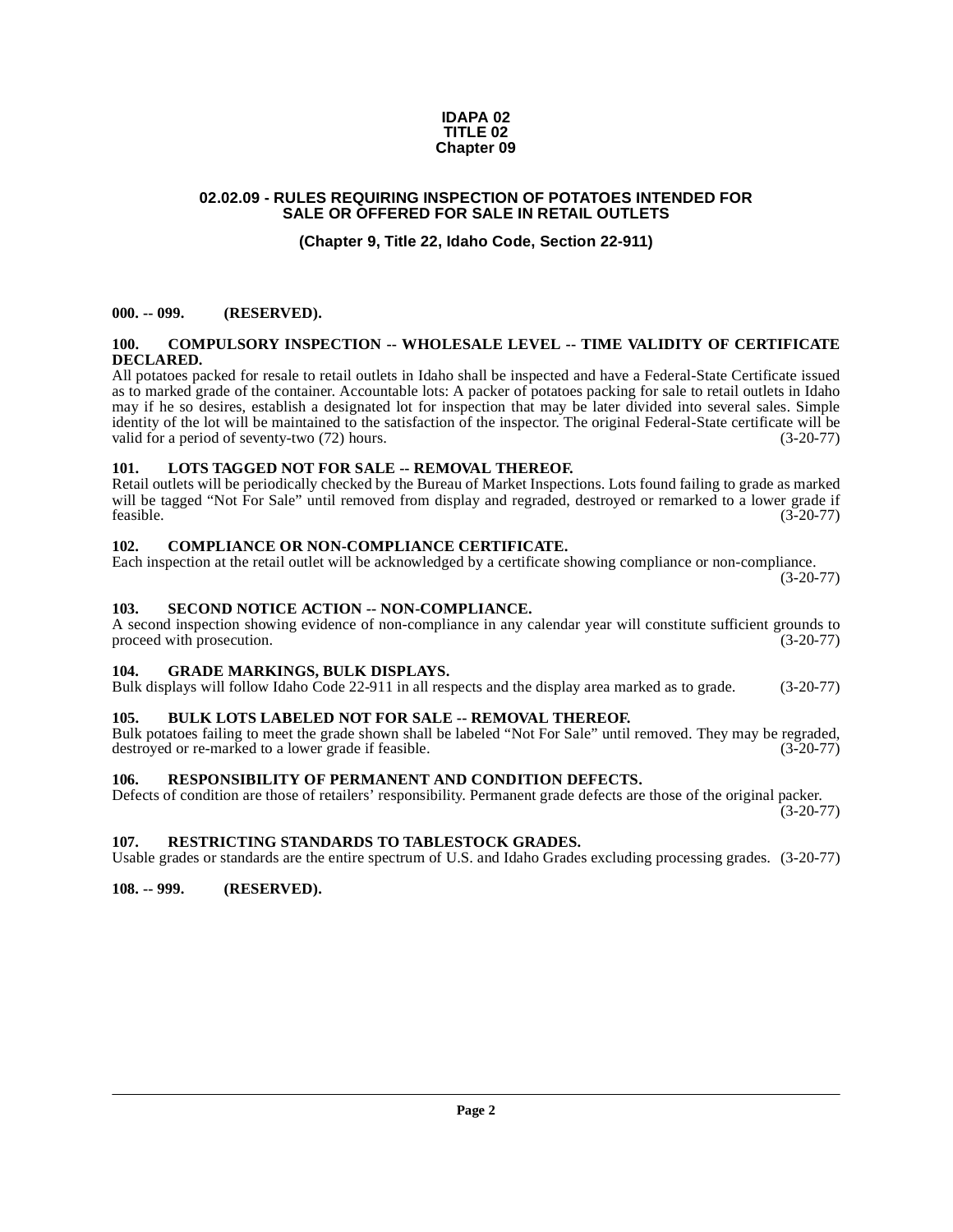# IDAPA 02
# TITLE 02
# Chapter 09

## 02.02.09 - RULES REQUIRING INSPECTION OF POTATOES INTENDED FOR SALE OR OFFERED FOR SALE IN RETAIL OUTLETS

### (Chapter 9, Title 22, Idaho Code, Section 22-911)

**000. -- 099. (RESERVED).**

**100. COMPULSORY INSPECTION -- WHOLESALE LEVEL -- TIME VALIDITY OF CERTIFICATE DECLARED.**
All potatoes packed for resale to retail outlets in Idaho shall be inspected and have a Federal-State Certificate issued as to marked grade of the container. Accountable lots: A packer of potatoes packing for sale to retail outlets in Idaho may if he so desires, establish a designated lot for inspection that may be later divided into several sales. Simple identity of the lot will be maintained to the satisfaction of the inspector. The original Federal-State certificate will be valid for a period of seventy-two (72) hours. (3-20-77)

**101. LOTS TAGGED NOT FOR SALE -- REMOVAL THEREOF.**
Retail outlets will be periodically checked by the Bureau of Market Inspections. Lots found failing to grade as marked will be tagged "Not For Sale" until removed from display and regraded, destroyed or remarked to a lower grade if feasible. (3-20-77)

**102. COMPLIANCE OR NON-COMPLIANCE CERTIFICATE.**
Each inspection at the retail outlet will be acknowledged by a certificate showing compliance or non-compliance. (3-20-77)

**103. SECOND NOTICE ACTION -- NON-COMPLIANCE.**
A second inspection showing evidence of non-compliance in any calendar year will constitute sufficient grounds to proceed with prosecution. (3-20-77)

**104. GRADE MARKINGS, BULK DISPLAYS.**
Bulk displays will follow Idaho Code 22-911 in all respects and the display area marked as to grade. (3-20-77)

**105. BULK LOTS LABELED NOT FOR SALE -- REMOVAL THEREOF.**
Bulk potatoes failing to meet the grade shown shall be labeled "Not For Sale" until removed. They may be regraded, destroyed or re-marked to a lower grade if feasible. (3-20-77)

**106. RESPONSIBILITY OF PERMANENT AND CONDITION DEFECTS.**
Defects of condition are those of retailers' responsibility. Permanent grade defects are those of the original packer. (3-20-77)

**107. RESTRICTING STANDARDS TO TABLESTOCK GRADES.**
Usable grades or standards are the entire spectrum of U.S. and Idaho Grades excluding processing grades. (3-20-77)

**108. -- 999. (RESERVED).**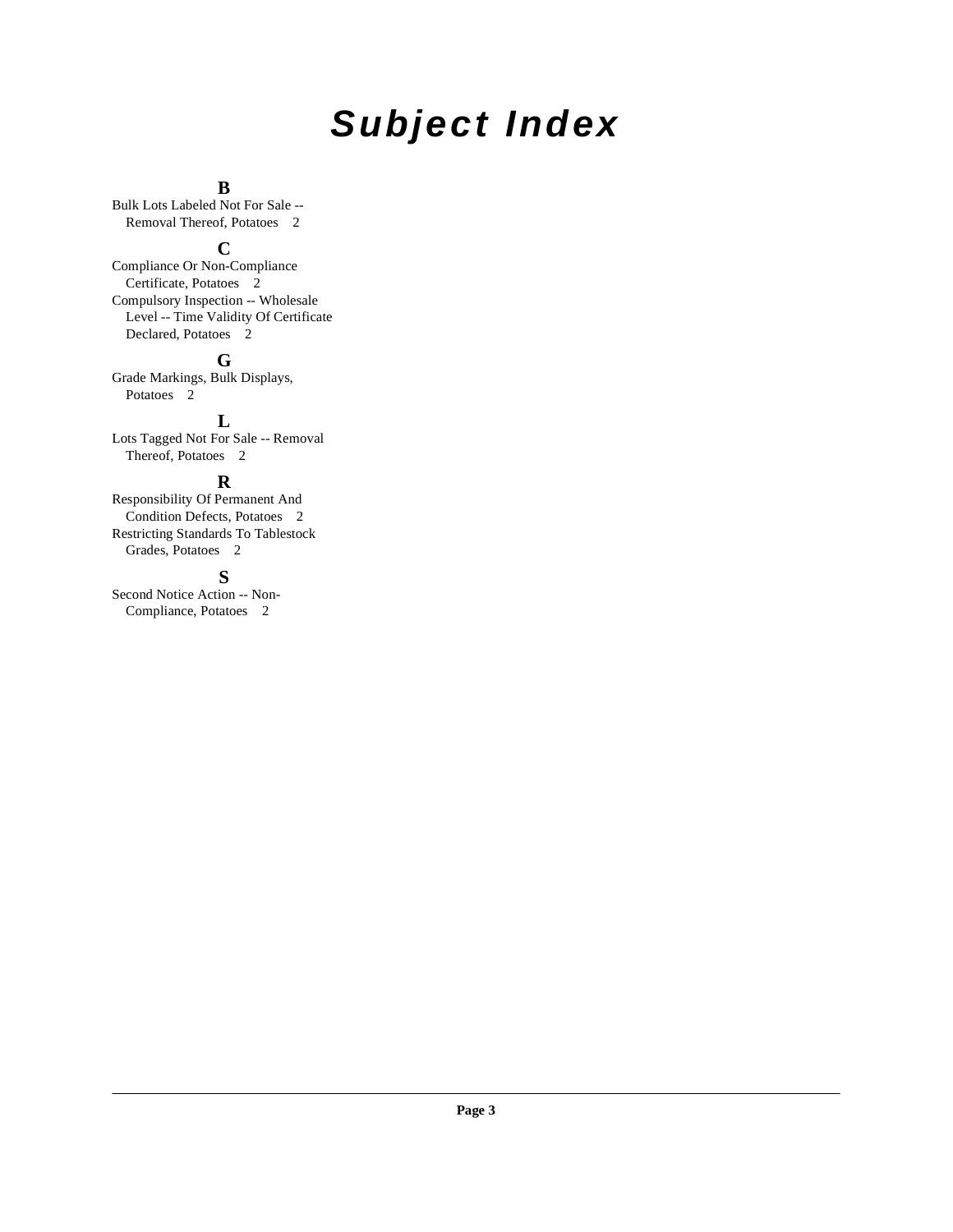# *Subject Index*

### B

Bulk Lots Labeled Not For Sale -- Removal Thereof, Potatoes 2

### C

Compliance Or Non-Compliance Certificate, Potatoes 2

Compulsory Inspection -- Wholesale Level -- Time Validity Of Certificate Declared, Potatoes 2

### G

Grade Markings, Bulk Displays, Potatoes 2

### L

Lots Tagged Not For Sale -- Removal Thereof, Potatoes 2

### R

Responsibility Of Permanent And Condition Defects, Potatoes 2

Restricting Standards To Tablestock Grades, Potatoes 2

### S

Second Notice Action -- Non-Compliance, Potatoes 2